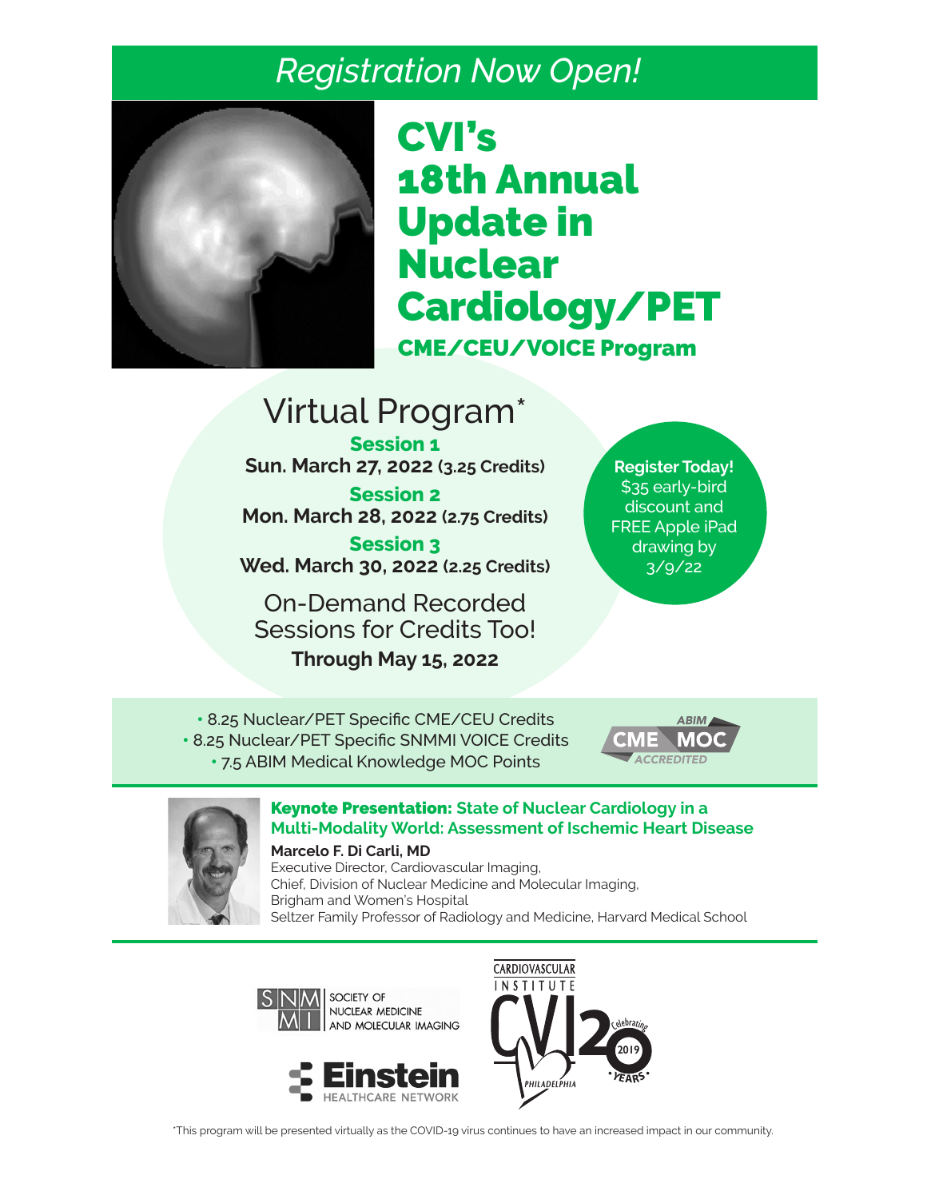*Registration Now Open!*

# CVI's 18th Annual Update in Nuclear Cardiology/PET

## CME/CEU/VOICE Program

## Virtual Program*

**Session 1**
**Sun. March 27, 2022 (3.25 Credits)**

**Session 2**
**Mon. March 28, 2022 (2.75 Credits)**

**Session 3**
**Wed. March 30, 2022 (2.25 Credits)**

On-Demand Recorded Sessions for Credits Too!
**Through May 15, 2022**

**Register Today!**
$35 early-bird discount and FREE Apple iPad drawing by 3/9/22

- 8.25 Nuclear/PET Specific CME/CEU Credits
- 8.25 Nuclear/PET Specific SNMMI VOICE Credits
- 7.5 ABIM Medical Knowledge MOC Points

ABIM CME MOC ACCREDITED

**Keynote Presentation:** State of Nuclear Cardiology in a Multi-Modality World: Assessment of Ischemic Heart Disease

**Marcelo F. Di Carli, MD**
Executive Director, Cardiovascular Imaging,
Chief, Division of Nuclear Medicine and Molecular Imaging,
Brigham and Women's Hospital
Seltzer Family Professor of Radiology and Medicine, Harvard Medical School

SNMMI Society of Nuclear Medicine and Molecular Imaging

Einstein Healthcare Network

Cardiovascular Institute CVI Philadelphia — Celebrating 20 Years 2019

*This program will be presented virtually as the COVID-19 virus continues to have an increased impact in our community.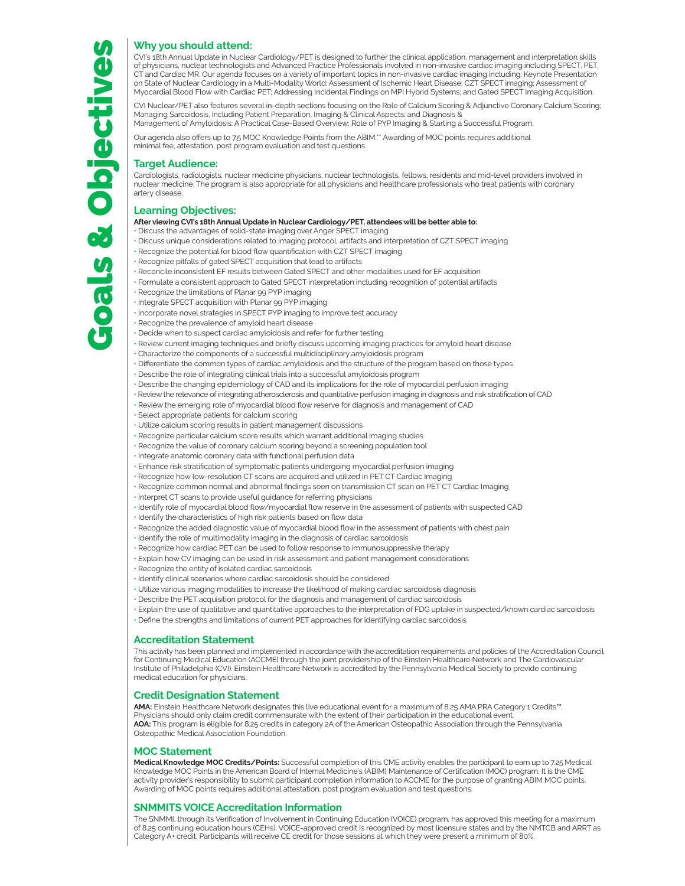# Goals & Objectives

## Why you should attend:

CVI's 18th Annual Update in Nuclear Cardiology/PET is designed to further the clinical application, management and interpretation skills of physicians, nuclear technologists and Advanced Practice Professionals involved in non-invasive cardiac imaging including SPECT, PET, CT and Cardiac MR. Our agenda focuses on a variety of important topics in non-invasive cardiac imaging including: Keynote Presentation on State of Nuclear Cardiology in a Multi-Modality World: Assessment of Ischemic Heart Disease; CZT SPECT imaging; Assessment of Myocardial Blood Flow with Cardiac PET; Addressing Incidental Findings on MPI Hybrid Systems; and Gated SPECT Imaging Acquisition.

CVI Nuclear/PET also features several in-depth sections focusing on the Role of Calcium Scoring & Adjunctive Coronary Calcium Scoring; Managing Sarcoidosis, including Patient Preparation, Imaging & Clinical Aspects; and Diagnosis & Management of Amyloidosis: A Practical Case-Based Overview; Role of PYP Imaging & Starting a Successful Program.

Our agenda also offers up to 7.5 MOC Knowledge Points from the ABIM.** Awarding of MOC points requires additional minimal fee, attestation, post program evaluation and test questions.

## Target Audience:

Cardiologists, radiologists, nuclear medicine physicians, nuclear technologists, fellows, residents and mid-level providers involved in nuclear medicine. The program is also appropriate for all physicians and healthcare professionals who treat patients with coronary artery disease.

## Learning Objectives:

**After viewing CVI's 18th Annual Update in Nuclear Cardiology/PET, attendees will be better able to:**

- Discuss the advantages of solid-state imaging over Anger SPECT imaging
- Discuss unique considerations related to imaging protocol, artifacts and interpretation of CZT SPECT imaging
- Recognize the potential for blood flow quantification with CZT SPECT imaging
- Recognize pitfalls of gated SPECT acquisition that lead to artifacts
- Reconcile inconsistent EF results between Gated SPECT and other modalities used for EF acquisition
- Formulate a consistent approach to Gated SPECT interpretation including recognition of potential artifacts
- Recognize the limitations of Planar 99 PYP imaging
- Integrate SPECT acquisition with Planar 99 PYP imaging
- Incorporate novel strategies in SPECT PYP imaging to improve test accuracy
- Recognize the prevalence of amyloid heart disease
- Decide when to suspect cardiac amyloidosis and refer for further testing
- Review current imaging techniques and briefly discuss upcoming imaging practices for amyloid heart disease
- Characterize the components of a successful multidisciplinary amyloidosis program
- Differentiate the common types of cardiac amyloidosis and the structure of the program based on those types
- Describe the role of integrating clinical trials into a successful amyloidosis program
- Describe the changing epidemiology of CAD and its implications for the role of myocardial perfusion imaging
- Review the relevance of integrating atherosclerosis and quantitative perfusion imaging in diagnosis and risk stratification of CAD
- Review the emerging role of myocardial blood flow reserve for diagnosis and management of CAD
- Select appropriate patients for calcium scoring
- Utilize calcium scoring results in patient management discussions
- Recognize particular calcium score results which warrant additional imaging studies
- Recognize the value of coronary calcium scoring beyond a screening population tool
- Integrate anatomic coronary data with functional perfusion data
- Enhance risk stratification of symptomatic patients undergoing myocardial perfusion imaging
- Recognize how low-resolution CT scans are acquired and utilized in PET CT Cardiac Imaging
- Recognize common normal and abnormal findings seen on transmission CT scan on PET CT Cardiac Imaging
- Interpret CT scans to provide useful guidance for referring physicians
- Identify role of myocardial blood flow/myocardial flow reserve in the assessment of patients with suspected CAD
- Identify the characteristics of high risk patients based on flow data
- Recognize the added diagnostic value of myocardial blood flow in the assessment of patients with chest pain
- Identify the role of multimodality imaging in the diagnosis of cardiac sarcoidosis
- Recognize how cardiac PET can be used to follow response to immunosuppressive therapy
- Explain how CV imaging can be used in risk assessment and patient management considerations
- Recognize the entity of isolated cardiac sarcoidosis
- Identify clinical scenarios where cardiac sarcoidosis should be considered
- Utilize various imaging modalities to increase the likelihood of making cardiac sarcoidosis diagnosis
- Describe the PET acquisition protocol for the diagnosis and management of cardiac sarcoidosis
- Explain the use of qualitative and quantitative approaches to the interpretation of FDG uptake in suspected/known cardiac sarcoidosis
- Define the strengths and limitations of current PET approaches for identifying cardiac sarcoidosis

## Accreditation Statement

This activity has been planned and implemented in accordance with the accreditation requirements and policies of the Accreditation Council for Continuing Medical Education (ACCME) through the joint providership of the Einstein Healthcare Network and The Cardiovascular Institute of Philadelphia (CVI). Einstein Healthcare Network is accredited by the Pennsylvania Medical Society to provide continuing medical education for physicians.

## Credit Designation Statement

**AMA:** Einstein Healthcare Network designates this live educational event for a maximum of 8.25 AMA PRA Category 1 Credits™. Physicians should only claim credit commensurate with the extent of their participation in the educational event.
**AOA:** This program is eligible for 8.25 credits in category 2A of the American Osteopathic Association through the Pennsylvania Osteopathic Medical Association Foundation.

## MOC Statement

**Medical Knowledge MOC Credits/Points:** Successful completion of this CME activity enables the participant to earn up to 7.25 Medical Knowledge MOC Points in the American Board of Internal Medicine's (ABIM) Maintenance of Certification (MOC) program. It is the CME activity provider's responsibility to submit participant completion information to ACCME for the purpose of granting ABIM MOC points. Awarding of MOC points requires additional attestation, post program evaluation and test questions.

## SNMMITS VOICE Accreditation Information

The SNMMI, through its Verification of Involvement in Continuing Education (VOICE) program, has approved this meeting for a maximum of 8.25 continuing education hours (CEHs). VOICE-approved credit is recognized by most licensure states and by the NMTCB and ARRT as Category A+ credit. Participants will receive CE credit for those sessions at which they were present a minimum of 80%.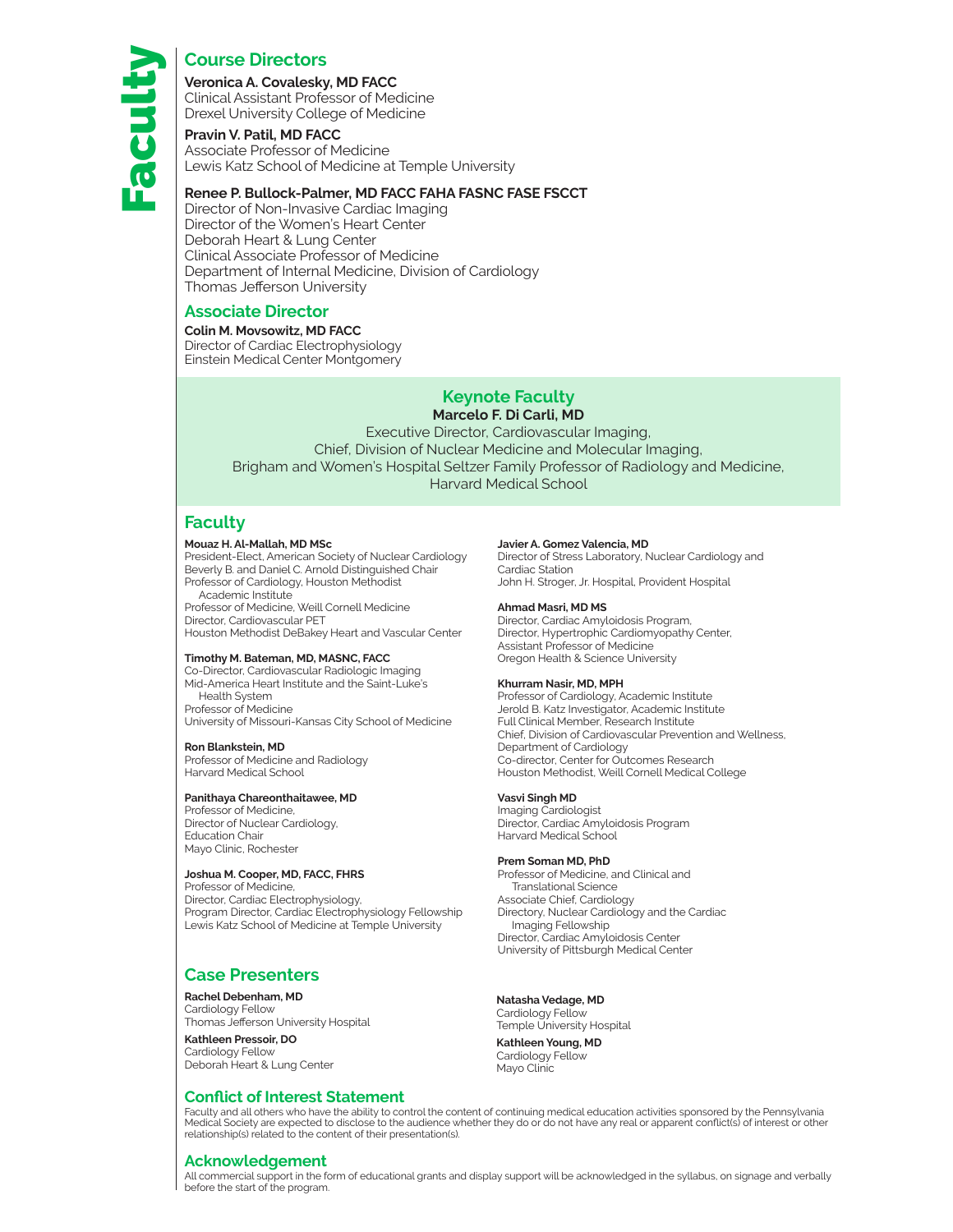# Faculty

## Course Directors

**Veronica A. Covalesky, MD FACC**
Clinical Assistant Professor of Medicine
Drexel University College of Medicine

**Pravin V. Patil, MD FACC**
Associate Professor of Medicine
Lewis Katz School of Medicine at Temple University

**Renee P. Bullock-Palmer, MD FACC FAHA FASNC FASE FSCCT**
Director of Non-Invasive Cardiac Imaging
Director of the Women's Heart Center
Deborah Heart & Lung Center
Clinical Associate Professor of Medicine
Department of Internal Medicine, Division of Cardiology
Thomas Jefferson University

## Associate Director

**Colin M. Movsowitz, MD FACC**
Director of Cardiac Electrophysiology
Einstein Medical Center Montgomery

## Keynote Faculty

**Marcelo F. Di Carli, MD**
Executive Director, Cardiovascular Imaging,
Chief, Division of Nuclear Medicine and Molecular Imaging,
Brigham and Women's Hospital Seltzer Family Professor of Radiology and Medicine,
Harvard Medical School

## Faculty

**Mouaz H. Al-Mallah, MD MSc**
President-Elect, American Society of Nuclear Cardiology
Beverly B. and Daniel C. Arnold Distinguished Chair
Professor of Cardiology, Houston Methodist Academic Institute
Professor of Medicine, Weill Cornell Medicine
Director, Cardiovascular PET
Houston Methodist DeBakey Heart and Vascular Center

**Timothy M. Bateman, MD, MASNC, FACC**
Co-Director, Cardiovascular Radiologic Imaging
Mid-America Heart Institute and the Saint-Luke's Health System
Professor of Medicine
University of Missouri-Kansas City School of Medicine

**Ron Blankstein, MD**
Professor of Medicine and Radiology
Harvard Medical School

**Panithaya Chareonthaitawee, MD**
Professor of Medicine,
Director of Nuclear Cardiology,
Education Chair
Mayo Clinic, Rochester

**Joshua M. Cooper, MD, FACC, FHRS**
Professor of Medicine,
Director, Cardiac Electrophysiology,
Program Director, Cardiac Electrophysiology Fellowship
Lewis Katz School of Medicine at Temple University

**Javier A. Gomez Valencia, MD**
Director of Stress Laboratory, Nuclear Cardiology and Cardiac Station
John H. Stroger, Jr. Hospital, Provident Hospital

**Ahmad Masri, MD MS**
Director, Cardiac Amyloidosis Program,
Director, Hypertrophic Cardiomyopathy Center,
Assistant Professor of Medicine
Oregon Health & Science University

**Khurram Nasir, MD, MPH**
Professor of Cardiology, Academic Institute
Jerold B. Katz Investigator, Academic Institute
Full Clinical Member, Research Institute
Chief, Division of Cardiovascular Prevention and Wellness, Department of Cardiology
Co-director, Center for Outcomes Research
Houston Methodist, Weill Cornell Medical College

**Vasvi Singh MD**
Imaging Cardiologist
Director, Cardiac Amyloidosis Program
Harvard Medical School

**Prem Soman MD, PhD**
Professor of Medicine, and Clinical and Translational Science
Associate Chief, Cardiology
Directory, Nuclear Cardiology and the Cardiac Imaging Fellowship
Director, Cardiac Amyloidosis Center
University of Pittsburgh Medical Center

## Case Presenters

**Rachel Debenham, MD**
Cardiology Fellow
Thomas Jefferson University Hospital

**Kathleen Pressoir, DO**
Cardiology Fellow
Deborah Heart & Lung Center

**Natasha Vedage, MD**
Cardiology Fellow
Temple University Hospital

**Kathleen Young, MD**
Cardiology Fellow
Mayo Clinic

## Conflict of Interest Statement

Faculty and all others who have the ability to control the content of continuing medical education activities sponsored by the Pennsylvania Medical Society are expected to disclose to the audience whether they do or do not have any real or apparent conflict(s) of interest or other relationship(s) related to the content of their presentation(s).

## Acknowledgement

All commercial support in the form of educational grants and display support will be acknowledged in the syllabus, on signage and verbally before the start of the program.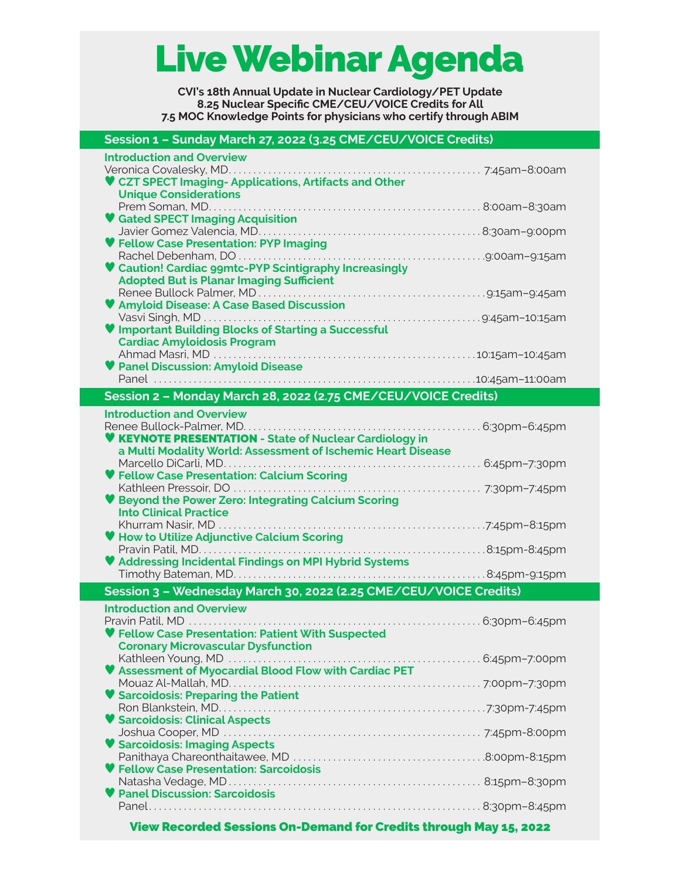# Live Webinar Agenda

**CVI's 18th Annual Update in Nuclear Cardiology/PET Update**
**8.25 Nuclear Specific CME/CEU/VOICE Credits for All**
**7.5 MOC Knowledge Points for physicians who certify through ABIM**

## Session 1 – Sunday March 27, 2022 (3.25 CME/CEU/VOICE Credits)

**Introduction and Overview**
Veronica Covalesky, MD. . . . . 7:45am–8:00am

♥ **CZT SPECT Imaging- Applications, Artifacts and Other Unique Considerations**
Prem Soman, MD. . . . . 8:00am–8:30am

♥ **Gated SPECT Imaging Acquisition**
Javier Gomez Valencia, MD. . . . . 8:30am–9:00pm

♥ **Fellow Case Presentation: PYP Imaging**
Rachel Debenham, DO . . . . . 9:00am–9:15am

♥ **Caution! Cardiac 99mtc-PYP Scintigraphy Increasingly Adopted But is Planar Imaging Sufficient**
Renee Bullock Palmer, MD . . . . . 9:15am–9:45am

♥ **Amyloid Disease: A Case Based Discussion**
Vasvi Singh, MD . . . . . 9:45am–10:15am

♥ **Important Building Blocks of Starting a Successful Cardiac Amyloidosis Program**
Ahmad Masri, MD . . . . . 10:15am–10:45am

♥ **Panel Discussion: Amyloid Disease**
Panel . . . . . 10:45am–11:00am

## Session 2 – Monday March 28, 2022 (2.75 CME/CEU/VOICE Credits)

**Introduction and Overview**
Renee Bullock-Palmer, MD. . . . . 6:30pm–6:45pm

♥ **KEYNOTE PRESENTATION - State of Nuclear Cardiology in a Multi Modality World: Assessment of Ischemic Heart Disease**
Marcello DiCarli, MD. . . . . 6:45pm–7:30pm

♥ **Fellow Case Presentation: Calcium Scoring**
Kathleen Pressoir, DO . . . . . 7:30pm–7:45pm

♥ **Beyond the Power Zero: Integrating Calcium Scoring Into Clinical Practice**
Khurram Nasir, MD . . . . . 7:45pm–8:15pm

♥ **How to Utilize Adjunctive Calcium Scoring**
Pravin Patil, MD. . . . . 8:15pm-8:45pm

♥ **Addressing Incidental Findings on MPI Hybrid Systems**
Timothy Bateman, MD. . . . . 8:45pm–9:15pm

## Session 3 – Wednesday March 30, 2022 (2.25 CME/CEU/VOICE Credits)

**Introduction and Overview**
Pravin Patil, MD . . . . . 6:30pm–6:45pm

♥ **Fellow Case Presentation: Patient With Suspected Coronary Microvascular Dysfunction**
Kathleen Young, MD . . . . . 6:45pm–7:00pm

♥ **Assessment of Myocardial Blood Flow with Cardiac PET**
Mouaz Al-Mallah, MD. . . . . 7:00pm–7:30pm

♥ **Sarcoidosis: Preparing the Patient**
Ron Blankstein, MD. . . . . 7:30pm-7:45pm

♥ **Sarcoidosis: Clinical Aspects**
Joshua Cooper, MD . . . . . 7:45pm-8:00pm

♥ **Sarcoidosis: Imaging Aspects**
Panithaya Chareonthaitawee, MD . . . . . 8:00pm-8:15pm

♥ **Fellow Case Presentation: Sarcoidosis**
Natasha Vedage, MD . . . . . 8:15pm-8:30pm

♥ **Panel Discussion: Sarcoidosis**
Panel. . . . . 8:30pm–8:45pm

**View Recorded Sessions On-Demand for Credits through May 15, 2022**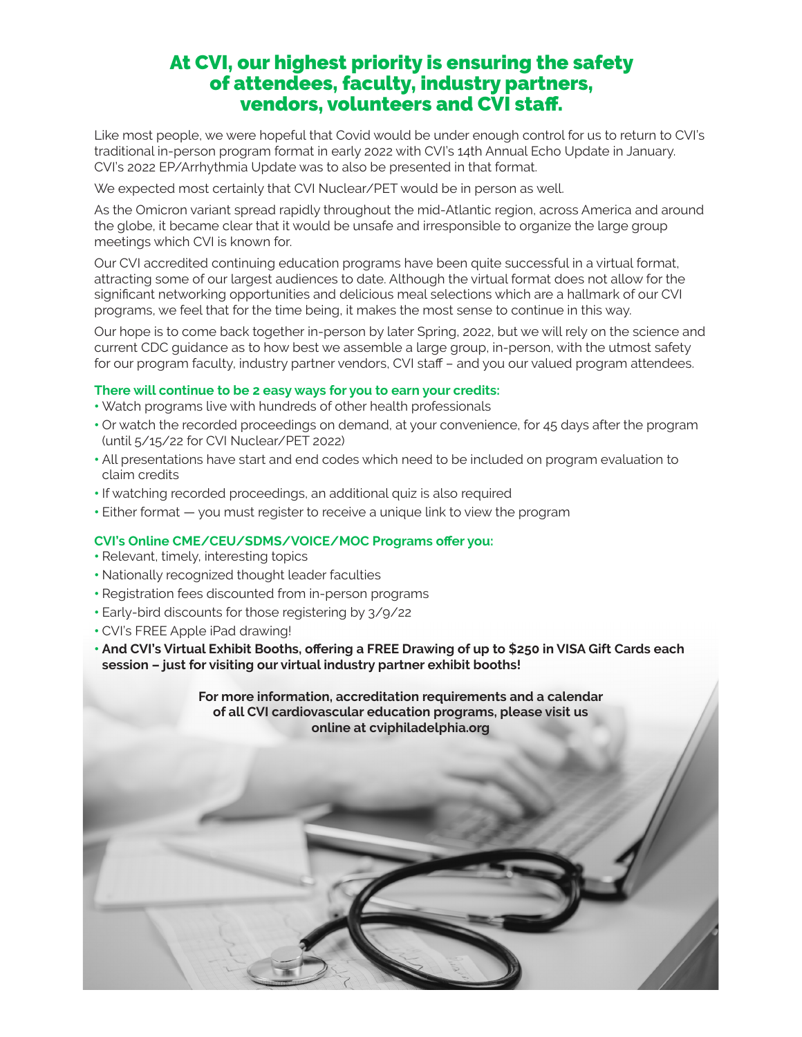# At CVI, our highest priority is ensuring the safety of attendees, faculty, industry partners, vendors, volunteers and CVI staff.

Like most people, we were hopeful that Covid would be under enough control for us to return to CVI's traditional in-person program format in early 2022 with CVI's 14th Annual Echo Update in January. CVI's 2022 EP/Arrhythmia Update was to also be presented in that format.

We expected most certainly that CVI Nuclear/PET would be in person as well.

As the Omicron variant spread rapidly throughout the mid-Atlantic region, across America and around the globe, it became clear that it would be unsafe and irresponsible to organize the large group meetings which CVI is known for.

Our CVI accredited continuing education programs have been quite successful in a virtual format, attracting some of our largest audiences to date. Although the virtual format does not allow for the significant networking opportunities and delicious meal selections which are a hallmark of our CVI programs, we feel that for the time being, it makes the most sense to continue in this way.

Our hope is to come back together in-person by later Spring, 2022, but we will rely on the science and current CDC guidance as to how best we assemble a large group, in-person, with the utmost safety for our program faculty, industry partner vendors, CVI staff – and you our valued program attendees.

**There will continue to be 2 easy ways for you to earn your credits:**

- Watch programs live with hundreds of other health professionals
- Or watch the recorded proceedings on demand, at your convenience, for 45 days after the program (until 5/15/22 for CVI Nuclear/PET 2022)
- All presentations have start and end codes which need to be included on program evaluation to claim credits
- If watching recorded proceedings, an additional quiz is also required
- Either format — you must register to receive a unique link to view the program

**CVI's Online CME/CEU/SDMS/VOICE/MOC Programs offer you:**

- Relevant, timely, interesting topics
- Nationally recognized thought leader faculties
- Registration fees discounted from in-person programs
- Early-bird discounts for those registering by 3/9/22
- CVI's FREE Apple iPad drawing!
- **And CVI's Virtual Exhibit Booths, offering a FREE Drawing of up to $250 in VISA Gift Cards each session – just for visiting our virtual industry partner exhibit booths!**

**For more information, accreditation requirements and a calendar of all CVI cardiovascular education programs, please visit us online at cviphiladelphia.org**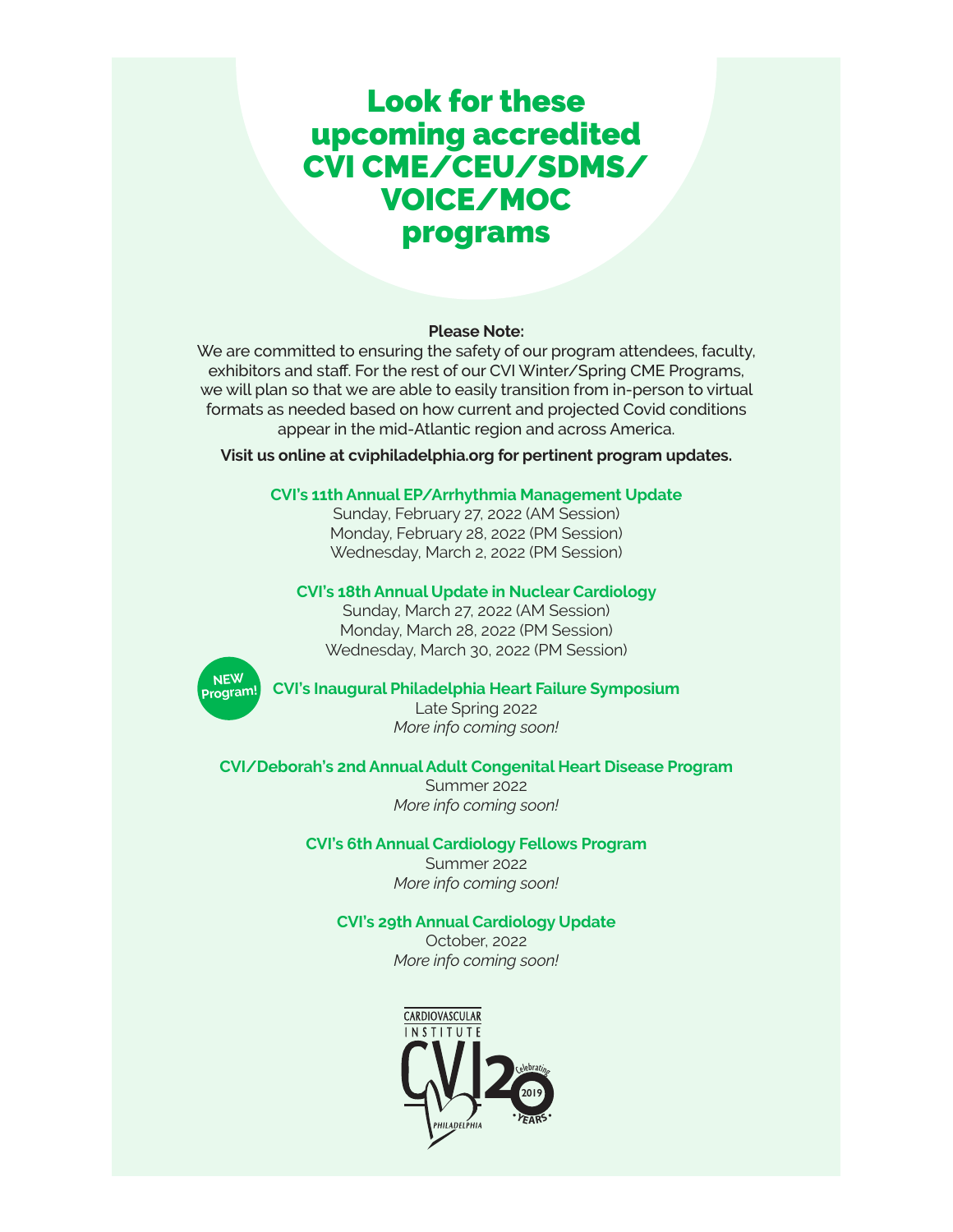# Look for these upcoming accredited CVI CME/CEU/SDMS/VOICE/MOC programs

**Please Note:**

We are committed to ensuring the safety of our program attendees, faculty, exhibitors and staff. For the rest of our CVI Winter/Spring CME Programs, we will plan so that we are able to easily transition from in-person to virtual formats as needed based on how current and projected Covid conditions appear in the mid-Atlantic region and across America.

**Visit us online at cviphiladelphia.org for pertinent program updates.**

**CVI's 11th Annual EP/Arrhythmia Management Update**

Sunday, February 27, 2022 (AM Session)
Monday, February 28, 2022 (PM Session)
Wednesday, March 2, 2022 (PM Session)

**CVI's 18th Annual Update in Nuclear Cardiology**

Sunday, March 27, 2022 (AM Session)
Monday, March 28, 2022 (PM Session)
Wednesday, March 30, 2022 (PM Session)

**NEW Program!**

**CVI's Inaugural Philadelphia Heart Failure Symposium**

Late Spring 2022
*More info coming soon!*

**CVI/Deborah's 2nd Annual Adult Congenital Heart Disease Program**

Summer 2022
*More info coming soon!*

**CVI's 6th Annual Cardiology Fellows Program**

Summer 2022
*More info coming soon!*

**CVI's 29th Annual Cardiology Update**

October, 2022
*More info coming soon!*

CARDIOVASCULAR INSTITUTE CVI PHILADELPHIA — Celebrating 20 YEARS 2019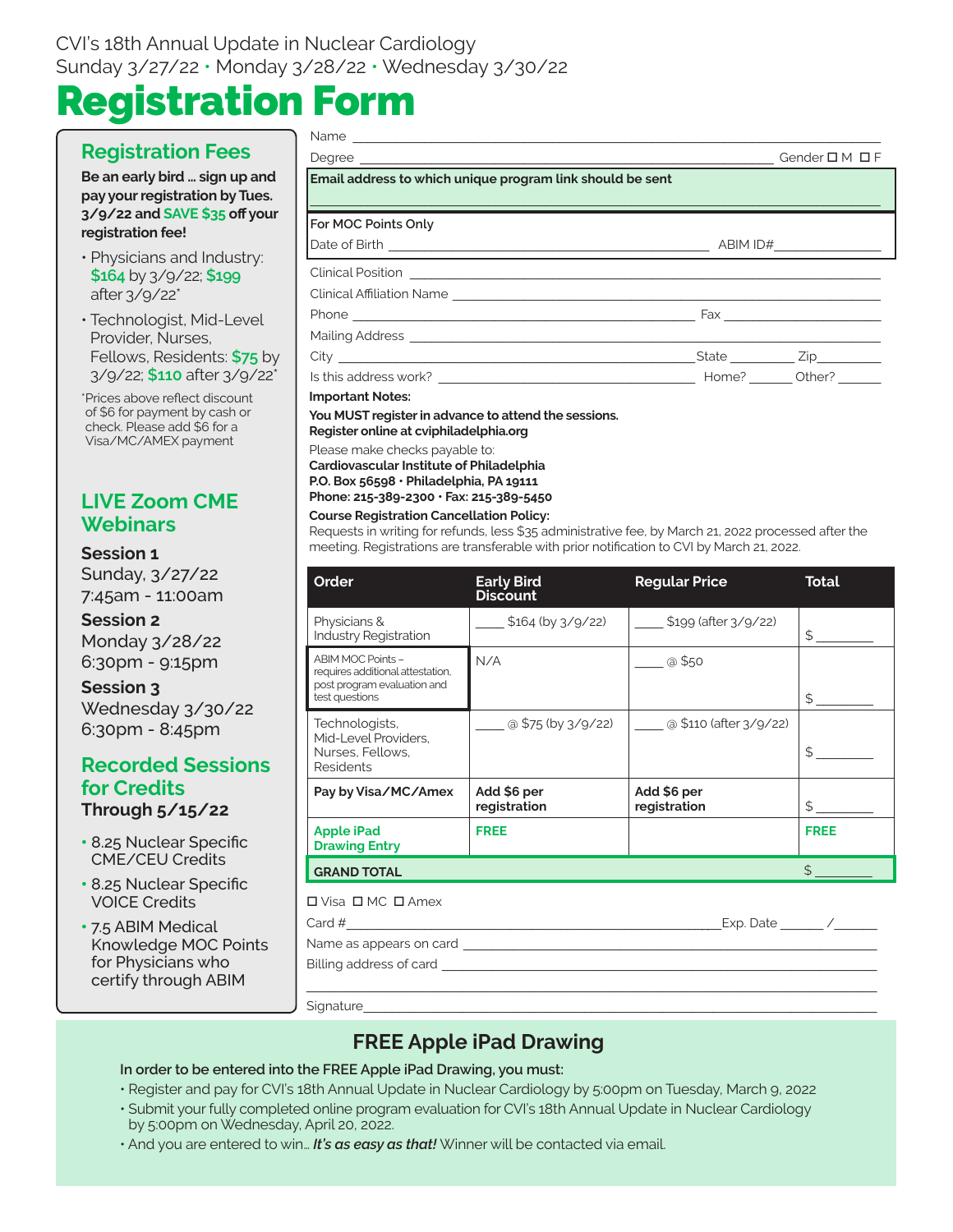CVI's 18th Annual Update in Nuclear Cardiology
Sunday 3/27/22 • Monday 3/28/22 • Wednesday 3/30/22

# Registration Form

## Registration Fees

**Be an early bird … sign up and pay your registration by Tues. 3/9/22 and SAVE $35 off your registration fee!**

- Physicians and Industry: **$164** by 3/9/22; **$199** after 3/9/22*
- Technologist, Mid-Level Provider, Nurses, Fellows, Residents: **$75** by 3/9/22; **$110** after 3/9/22*

*Prices above reflect discount of $6 for payment by cash or check. Please add $6 for a Visa/MC/AMEX payment

## LIVE Zoom CME Webinars

**Session 1**
Sunday, 3/27/22
7:45am - 11:00am

**Session 2**
Monday 3/28/22
6:30pm - 9:15pm

**Session 3**
Wednesday 3/30/22
6:30pm - 8:45pm

## Recorded Sessions for Credits

**Through 5/15/22**

- 8.25 Nuclear Specific CME/CEU Credits
- 8.25 Nuclear Specific VOICE Credits
- 7.5 ABIM Medical Knowledge MOC Points for Physicians who certify through ABIM

Name ______________________________

Degree ______________________________ Gender ☐ M ☐ F

**Email address to which unique program link should be sent**

______________________________

For MOC Points Only
Date of Birth ______________________ ABIM ID# ____________

Clinical Position ______________________________

Clinical Affiliation Name ______________________________

Phone ______________________ Fax ______________________

Mailing Address ______________________________

City ______________________ State __________ Zip __________

Is this address work? ______________ Home? ______ Other? ______

**Important Notes:**

**You MUST register in advance to attend the sessions.**
**Register online at cviphiladelphia.org**

Please make checks payable to:
**Cardiovascular Institute of Philadelphia**
**P.O. Box 56598 • Philadelphia, PA 19111**
**Phone: 215-389-2300 • Fax: 215-389-5450**

**Course Registration Cancellation Policy:**
Requests in writing for refunds, less $35 administrative fee, by March 21, 2022 processed after the meeting. Registrations are transferable with prior notification to CVI by March 21, 2022.

| Order | Early Bird Discount | Regular Price | Total |
|---|---|---|---|
| Physicians & Industry Registration | ____ $164 (by 3/9/22) | ____ $199 (after 3/9/22) | $ ________ |
| ABIM MOC Points – requires additional attestation, post program evaluation and test questions | N/A | ____ @ $50 | $ ________ |
| Technologists, Mid-Level Providers, Nurses, Fellows, Residents | ____ @ $75 (by 3/9/22) | ____ @ $110 (after 3/9/22) | $ ________ |
| **Pay by Visa/MC/Amex** | **Add $6 per registration** | **Add $6 per registration** | $ ________ |
| **Apple iPad Drawing Entry** | **FREE** | | **FREE** |
| **GRAND TOTAL** | | | $ ________ |

☐ Visa ☐ MC ☐ Amex

Card # ______________________________ Exp. Date ______ / ______

Name as appears on card ______________________________

Billing address of card ______________________________

______________________________

Signature ______________________________

## FREE Apple iPad Drawing

**In order to be entered into the FREE Apple iPad Drawing, you must:**

- Register and pay for CVI's 18th Annual Update in Nuclear Cardiology by 5:00pm on Tuesday, March 9, 2022
- Submit your fully completed online program evaluation for CVI's 18th Annual Update in Nuclear Cardiology by 5:00pm on Wednesday, April 20, 2022.
- And you are entered to win… ***It's as easy as that!*** Winner will be contacted via email.